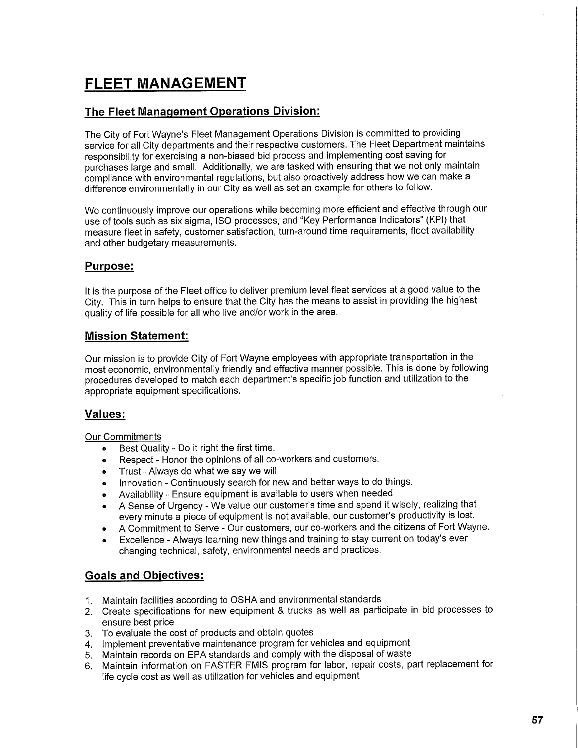# FLEET MANAGEMENT

## The Fleet Management Operations Division:

The City of Fort Wayne's Fleet Management Operations Division is committed to providing service for all City departments and their respective customers. The Fleet Department maintains responsibility for exercising a non-biased bid process and implementing cost saving for purchases large and small. Additionally, we are tasked with ensuring that we not only maintain compliance with environmental regulations, but also proactively address how we can make a difference environmentally in our City as well as set an example for others to follow.

We continuously improve our operations while becoming more efficient and effective through our use of tools such as six sigma, ISO processes, and "Key Performance Indicators" (KPI) that measure fleet in safety, customer satisfaction, turn-around time requirements, fleet availability and other budgetary measurements.

## Purpose:

It is the purpose of the Fleet office to deliver premium level fleet services at a good value to the City. This in turn helps to ensure that the City has the means to assist in providing the highest quality of life possible for all who live and/or work in the area.

## Mission Statement:

Our mission is to provide City of Fort Wayne employees with appropriate transportation in the most economic, environmentally friendly and effective manner possible. This is done by following procedures developed to match each department's specific job function and utilization to the appropriate equipment specifications.

## Values:

Our Commitments

- Best Quality - Do it right the first time.
- Respect - Honor the opinions of all co-workers and customers.
- Trust - Always do what we say we will
- Innovation - Continuously search for new and better ways to do things.
- Availability - Ensure equipment is available to users when needed
- A Sense of Urgency - We value our customer's time and spend it wisely, realizing that every minute a piece of equipment is not available, our customer's productivity is lost.
- A Commitment to Serve - Our customers, our co-workers and the citizens of Fort Wayne.
- Excellence - Always learning new things and training to stay current on today's ever changing technical, safety, environmental needs and practices.

## Goals and Objectives:

1. Maintain facilities according to OSHA and environmental standards
2. Create specifications for new equipment & trucks as well as participate in bid processes to ensure best price
3. To evaluate the cost of products and obtain quotes
4. Implement preventative maintenance program for vehicles and equipment
5. Maintain records on EPA standards and comply with the disposal of waste
6. Maintain information on FASTER FMIS program for labor, repair costs, part replacement for life cycle cost as well as utilization for vehicles and equipment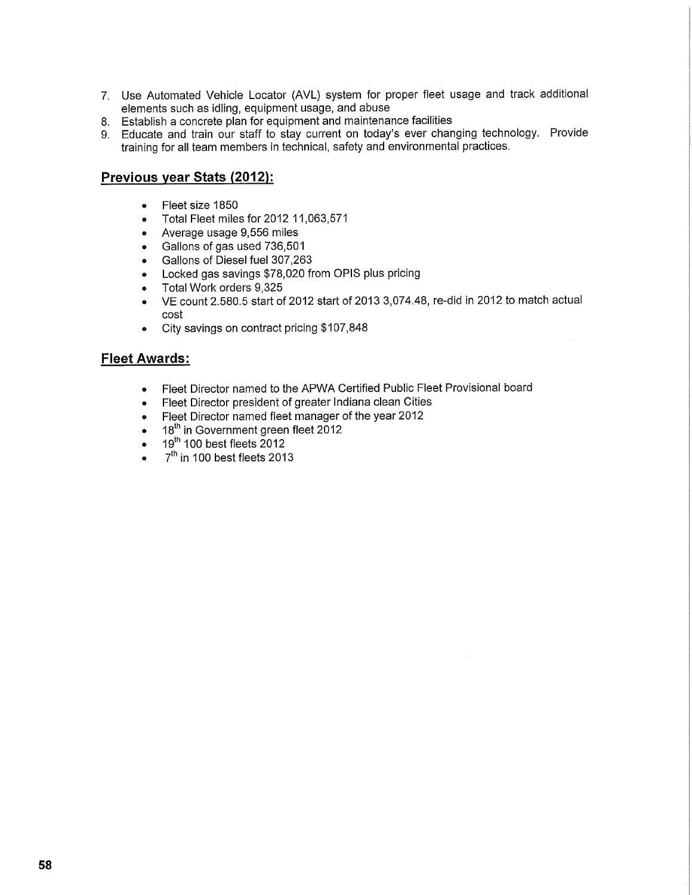7. Use Automated Vehicle Locator (AVL) system for proper fleet usage and track additional elements such as idling, equipment usage, and abuse
8. Establish a concrete plan for equipment and maintenance facilities
9. Educate and train our staff to stay current on today's ever changing technology. Provide training for all team members in technical, safety and environmental practices.

## Previous year Stats (2012):

- Fleet size 1850
- Total Fleet miles for 2012 11,063,571
- Average usage 9,556 miles
- Gallons of gas used 736,501
- Gallons of Diesel fuel 307,263
- Locked gas savings $78,020 from OPIS plus pricing
- Total Work orders 9,325
- VE count 2.580.5 start of 2012 start of 2013 3,074.48, re-did in 2012 to match actual cost
- City savings on contract pricing $107,848

## Fleet Awards:

- Fleet Director named to the APWA Certified Public Fleet Provisional board
- Fleet Director president of greater Indiana clean Cities
- Fleet Director named fleet manager of the year 2012
- 18th in Government green fleet 2012
- 19th 100 best fleets 2012
- 7th in 100 best fleets 2013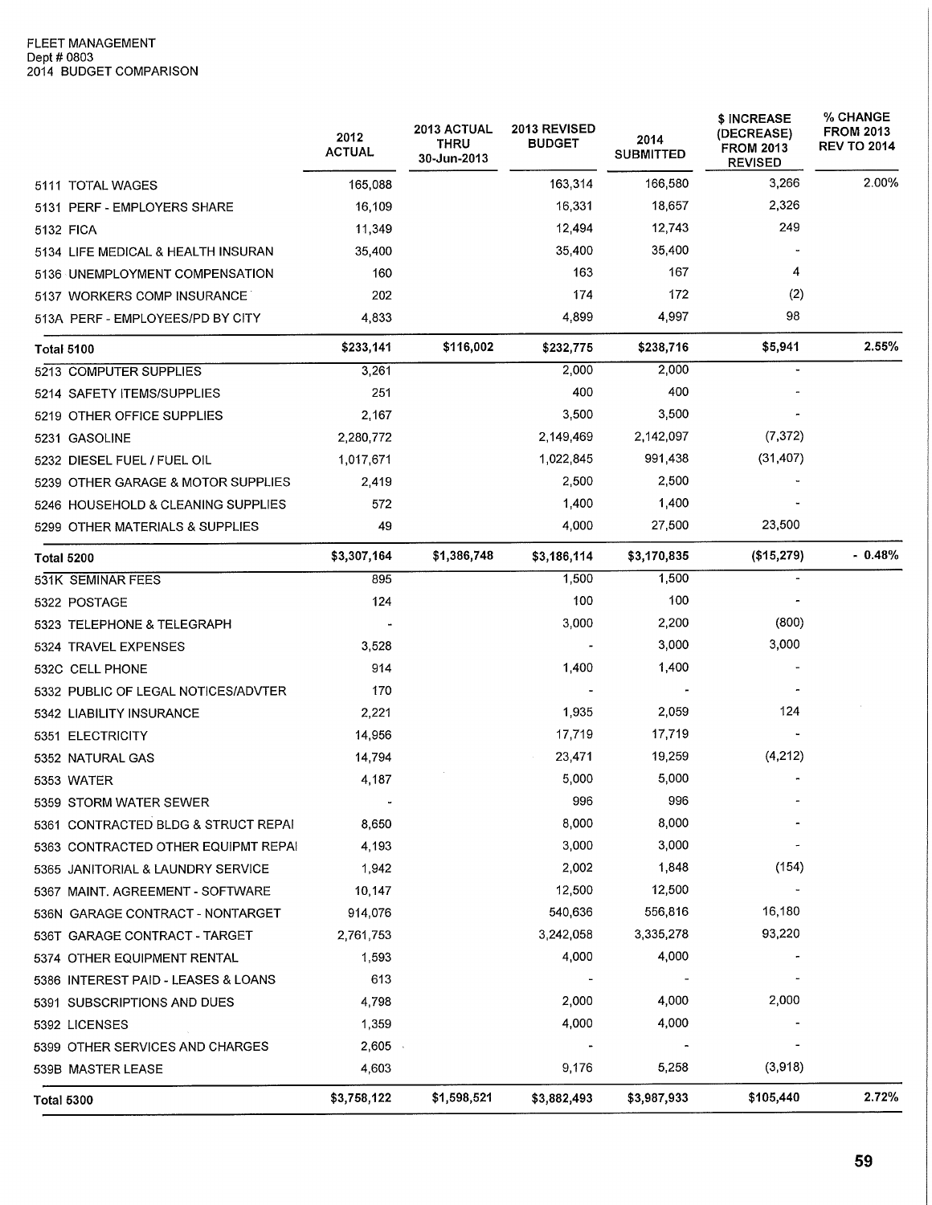FLEET MANAGEMENT
Dept # 0803
2014 BUDGET COMPARISON

| | 2012 ACTUAL | 2013 ACTUAL THRU 30-Jun-2013 | 2013 REVISED BUDGET | 2014 SUBMITTED | $ INCREASE (DECREASE) FROM 2013 REVISED | % CHANGE FROM 2013 REV TO 2014 |
|---|---|---|---|---|---|---|
| 5111 TOTAL WAGES | 165,088 | | 163,314 | 166,580 | 3,266 | 2.00% |
| 5131 PERF - EMPLOYERS SHARE | 16,109 | | 16,331 | 18,657 | 2,326 | |
| 5132 FICA | 11,349 | | 12,494 | 12,743 | 249 | |
| 5134 LIFE MEDICAL & HEALTH INSURAN | 35,400 | | 35,400 | 35,400 | - | |
| 5136 UNEMPLOYMENT COMPENSATION | 160 | | 163 | 167 | 4 | |
| 5137 WORKERS COMP INSURANCE | 202 | | 174 | 172 | (2) | |
| 513A PERF - EMPLOYEES/PD BY CITY | 4,833 | | 4,899 | 4,997 | 98 | |
| **Total 5100** | **$233,141** | **$116,002** | **$232,775** | **$238,716** | **$5,941** | **2.55%** |
| 5213 COMPUTER SUPPLIES | 3,261 | | 2,000 | 2,000 | - | |
| 5214 SAFETY ITEMS/SUPPLIES | 251 | | 400 | 400 | - | |
| 5219 OTHER OFFICE SUPPLIES | 2,167 | | 3,500 | 3,500 | - | |
| 5231 GASOLINE | 2,280,772 | | 2,149,469 | 2,142,097 | (7,372) | |
| 5232 DIESEL FUEL / FUEL OIL | 1,017,671 | | 1,022,845 | 991,438 | (31,407) | |
| 5239 OTHER GARAGE & MOTOR SUPPLIES | 2,419 | | 2,500 | 2,500 | - | |
| 5246 HOUSEHOLD & CLEANING SUPPLIES | 572 | | 1,400 | 1,400 | - | |
| 5299 OTHER MATERIALS & SUPPLIES | 49 | | 4,000 | 27,500 | 23,500 | |
| **Total 5200** | **$3,307,164** | **$1,386,748** | **$3,186,114** | **$3,170,835** | **($15,279)** | **- 0.48%** |
| 531K SEMINAR FEES | 895 | | 1,500 | 1,500 | - | |
| 5322 POSTAGE | 124 | | 100 | 100 | - | |
| 5323 TELEPHONE & TELEGRAPH | - | | 3,000 | 2,200 | (800) | |
| 5324 TRAVEL EXPENSES | 3,528 | | - | 3,000 | 3,000 | |
| 532C CELL PHONE | 914 | | 1,400 | 1,400 | - | |
| 5332 PUBLIC OF LEGAL NOTICES/ADVTER | 170 | | - | - | - | |
| 5342 LIABILITY INSURANCE | 2,221 | | 1,935 | 2,059 | 124 | |
| 5351 ELECTRICITY | 14,956 | | 17,719 | 17,719 | - | |
| 5352 NATURAL GAS | 14,794 | | 23,471 | 19,259 | (4,212) | |
| 5353 WATER | 4,187 | | 5,000 | 5,000 | - | |
| 5359 STORM WATER SEWER | - | | 996 | 996 | - | |
| 5361 CONTRACTED BLDG & STRUCT REPAI | 8,650 | | 8,000 | 8,000 | - | |
| 5363 CONTRACTED OTHER EQUIPMT REPAI | 4,193 | | 3,000 | 3,000 | - | |
| 5365 JANITORIAL & LAUNDRY SERVICE | 1,942 | | 2,002 | 1,848 | (154) | |
| 5367 MAINT. AGREEMENT - SOFTWARE | 10,147 | | 12,500 | 12,500 | - | |
| 536N GARAGE CONTRACT - NONTARGET | 914,076 | | 540,636 | 556,816 | 16,180 | |
| 536T GARAGE CONTRACT - TARGET | 2,761,753 | | 3,242,058 | 3,335,278 | 93,220 | |
| 5374 OTHER EQUIPMENT RENTAL | 1,593 | | 4,000 | 4,000 | - | |
| 5386 INTEREST PAID - LEASES & LOANS | 613 | | - | - | - | |
| 5391 SUBSCRIPTIONS AND DUES | 4,798 | | 2,000 | 4,000 | 2,000 | |
| 5392 LICENSES | 1,359 | | 4,000 | 4,000 | - | |
| 5399 OTHER SERVICES AND CHARGES | 2,605 | | - | - | - | |
| 539B MASTER LEASE | 4,603 | | 9,176 | 5,258 | (3,918) | |
| **Total 5300** | **$3,758,122** | **$1,598,521** | **$3,882,493** | **$3,987,933** | **$105,440** | **2.72%** |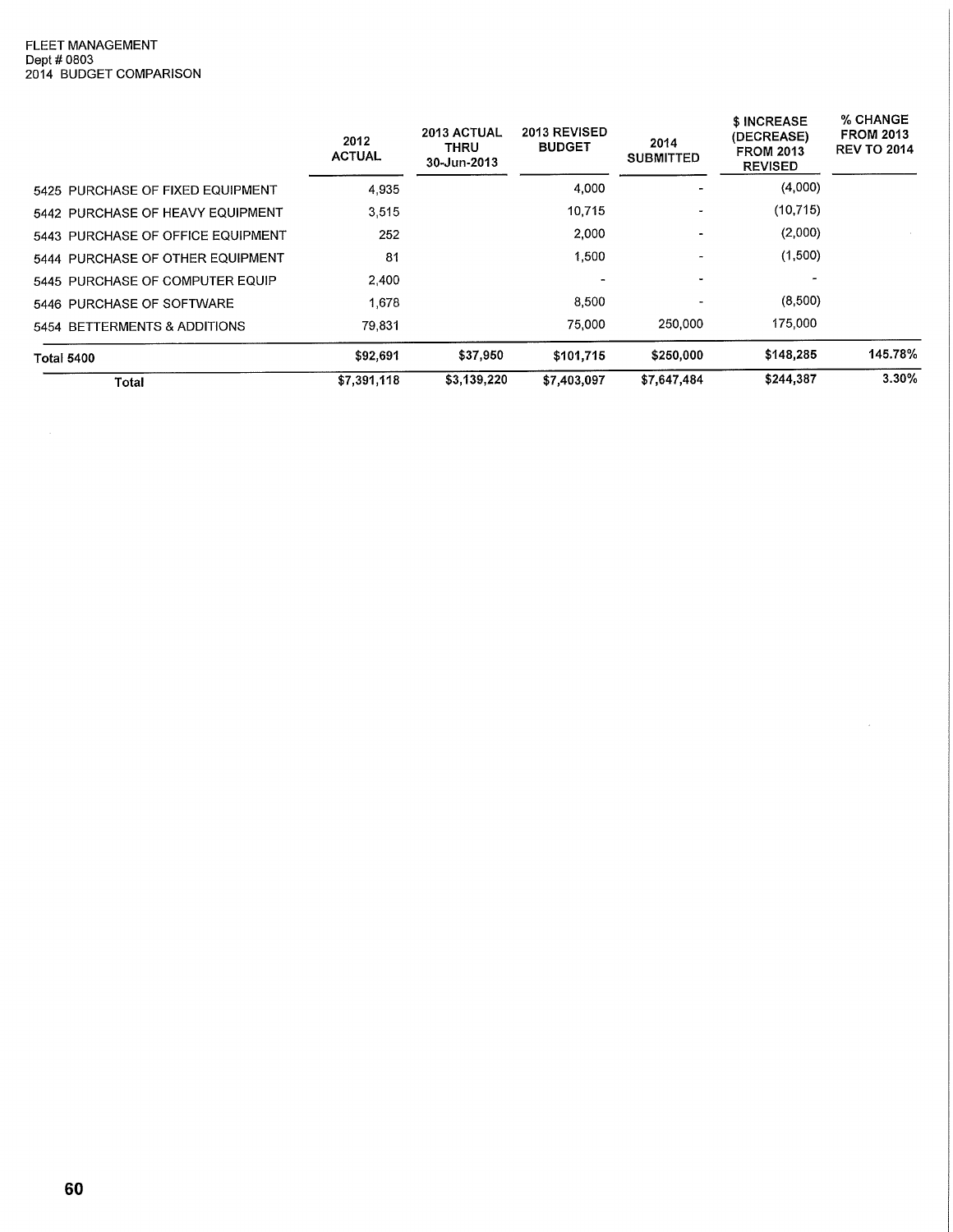FLEET MANAGEMENT
Dept # 0803
2014 BUDGET COMPARISON

| | 2012 ACTUAL | 2013 ACTUAL THRU 30-Jun-2013 | 2013 REVISED BUDGET | 2014 SUBMITTED | $ INCREASE (DECREASE) FROM 2013 REVISED | % CHANGE FROM 2013 REV TO 2014 |
|---|---|---|---|---|---|---|
| 5425 PURCHASE OF FIXED EQUIPMENT | 4,935 | | 4,000 | - | (4,000) | |
| 5442 PURCHASE OF HEAVY EQUIPMENT | 3,515 | | 10,715 | - | (10,715) | |
| 5443 PURCHASE OF OFFICE EQUIPMENT | 252 | | 2,000 | - | (2,000) | |
| 5444 PURCHASE OF OTHER EQUIPMENT | 81 | | 1,500 | - | (1,500) | |
| 5445 PURCHASE OF COMPUTER EQUIP | 2,400 | | - | - | - | |
| 5446 PURCHASE OF SOFTWARE | 1,678 | | 8,500 | - | (8,500) | |
| 5454 BETTERMENTS & ADDITIONS | 79,831 | | 75,000 | 250,000 | 175,000 | |
| **Total 5400** | **$92,691** | **$37,950** | **$101,715** | **$250,000** | **$148,285** | **145.78%** |
| **Total** | **$7,391,118** | **$3,139,220** | **$7,403,097** | **$7,647,484** | **$244,387** | **3.30%** |